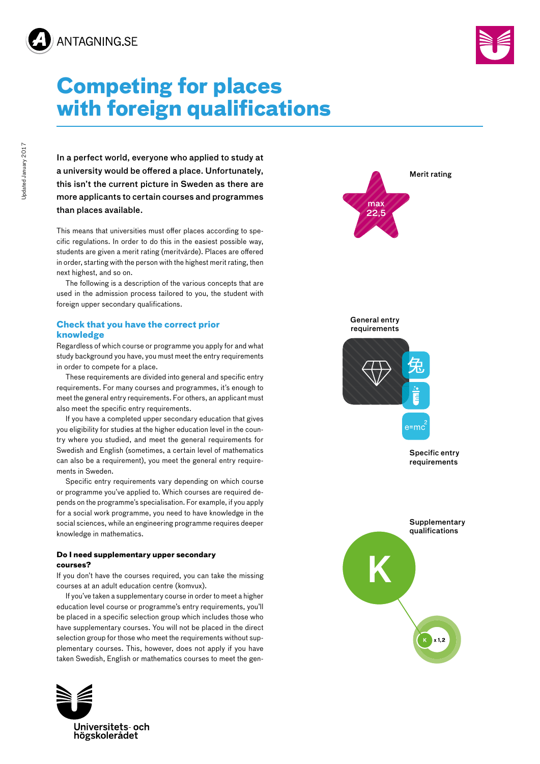# Competing for places with foreign qualifications

**In a perfect world, everyone who applied to study at a university would be offered a place. Unfortunately, this isn't the current picture in Sweden as there are more applicants to certain courses and programmes than places available.**

This means that universities must offer places according to specific regulations. In order to do this in the easiest possible way, students are given a merit rating (meritvärde). Places are offered in order, starting with the person with the highest merit rating, then next highest, and so on.

The following is a description of the various concepts that are used in the admission process tailored to you, the student with foreign upper secondary qualifications.

Merit rating

max 22,5

## Check that you have the correct prior knowledge

Regardless of which course or programme you apply for and what study background you have, you must meet the entry requirements in order to compete for a place.

These requirements are divided into general and specific entry requirements. For many courses and programmes, it's enough to meet the general entry requirements. For others, an applicant must also meet the specific entry requirements.

If you have a completed upper secondary education that gives you eligibility for studies at the higher education level in the country where you studied, and meet the general requirements for Swedish and English (sometimes, a certain level of mathematics can also be a requirement), you meet the general entry requirements in Sweden.

Specific entry requirements vary depending on which course or programme you've applied to. Which courses are required depends on the programme's specialisation. For example, if you apply for a social work programme, you need to have knowledge in the social sciences, while an engineering programme requires deeper knowledge in mathematics.

General entry requirements

Specific entry requirements

### Do I need supplementary upper secondary courses?

If you don't have the courses required, you can take the missing courses at an adult education centre (komvux).

If you've taken a supplementary course in order to meet a higher education level course or programme's entry requirements, you'll be placed in a specific selection group which includes those who have supplementary courses. You will not be placed in the direct selection group for those who meet the requirements without supplementary courses. This, however, does not apply if you have taken Swedish, English or mathematics courses to meet the gen-

Supplementary qualifications

K

K x 1,2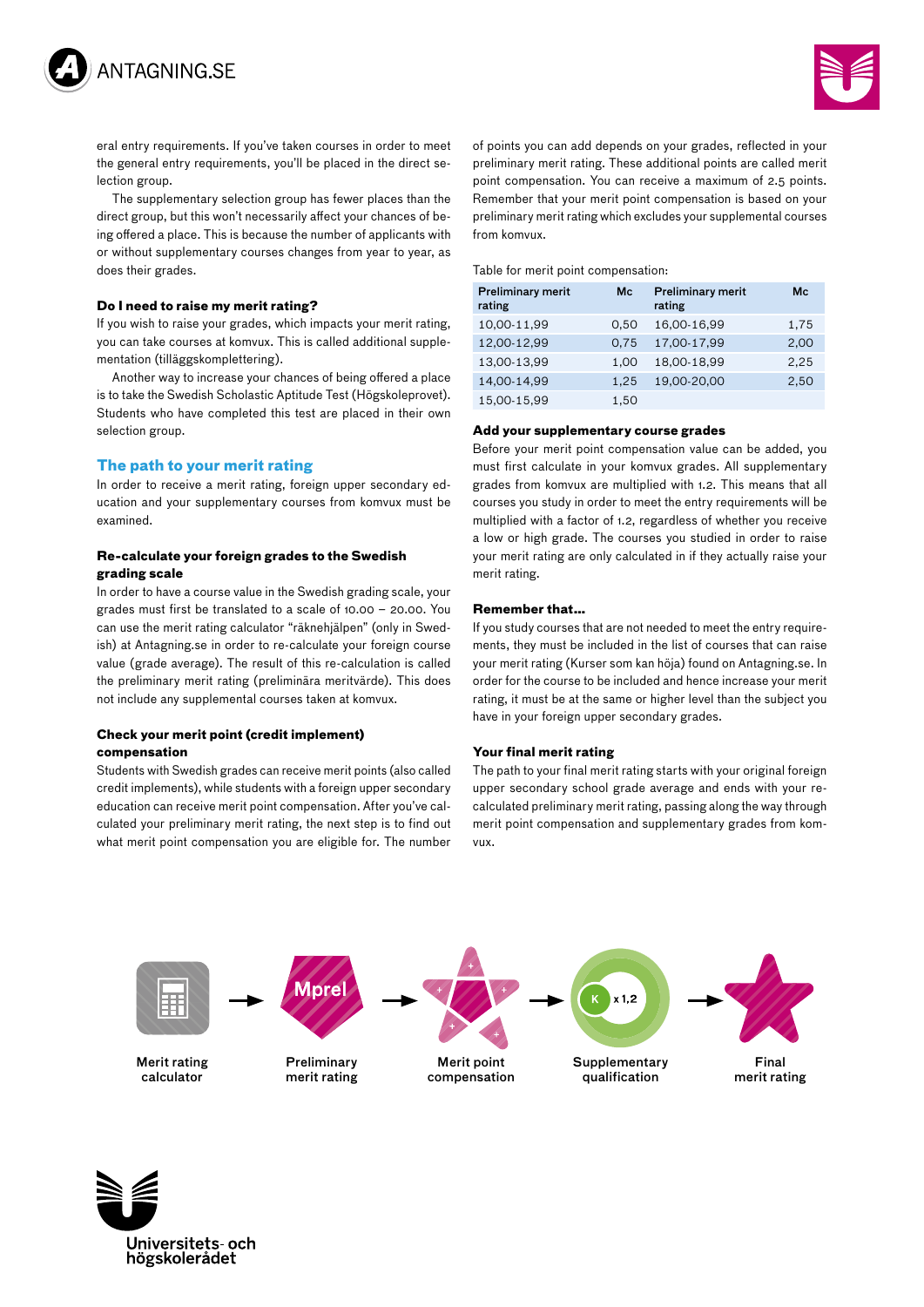eral entry requirements. If you've taken courses in order to meet the general entry requirements, you'll be placed in the direct selection group.

The supplementary selection group has fewer places than the direct group, but this won't necessarily affect your chances of being offered a place. This is because the number of applicants with or without supplementary courses changes from year to year, as does their grades.

**Do I need to raise my merit rating?**

If you wish to raise your grades, which impacts your merit rating, you can take courses at komvux. This is called additional supplementation (tilläggskomplettering).

Another way to increase your chances of being offered a place is to take the Swedish Scholastic Aptitude Test (Högskoleprovet). Students who have completed this test are placed in their own selection group.

## The path to your merit rating

In order to receive a merit rating, foreign upper secondary education and your supplementary courses from komvux must be examined.

**Re-calculate your foreign grades to the Swedish grading scale**

In order to have a course value in the Swedish grading scale, your grades must first be translated to a scale of 10.00 – 20.00. You can use the merit rating calculator "räknehjälpen" (only in Swedish) at Antagning.se in order to re-calculate your foreign course value (grade average). The result of this re-calculation is called the preliminary merit rating (preliminära meritvärde). This does not include any supplemental courses taken at komvux.

**Check your merit point (credit implement) compensation**

Students with Swedish grades can receive merit points (also called credit implements), while students with a foreign upper secondary education can receive merit point compensation. After you've calculated your preliminary merit rating, the next step is to find out what merit point compensation you are eligible for. The number of points you can add depends on your grades, reflected in your preliminary merit rating. These additional points are called merit point compensation. You can receive a maximum of 2.5 points. Remember that your merit point compensation is based on your preliminary merit rating which excludes your supplemental courses from komvux.

Table for merit point compensation:

| Preliminary merit rating | Mc | Preliminary merit rating | Mc |
|---|---|---|---|
| 10,00-11,99 | 0,50 | 16,00-16,99 | 1,75 |
| 12,00-12,99 | 0,75 | 17,00-17,99 | 2,00 |
| 13,00-13,99 | 1,00 | 18,00-18,99 | 2,25 |
| 14,00-14,99 | 1,25 | 19,00-20,00 | 2,50 |
| 15,00-15,99 | 1,50 | | |

**Add your supplementary course grades**

Before your merit point compensation value can be added, you must first calculate in your komvux grades. All supplementary grades from komvux are multiplied with 1.2. This means that all courses you study in order to meet the entry requirements will be multiplied with a factor of 1.2, regardless of whether you receive a low or high grade. The courses you studied in order to raise your merit rating are only calculated in if they actually raise your merit rating.

**Remember that...**

If you study courses that are not needed to meet the entry requirements, they must be included in the list of courses that can raise your merit rating (Kurser som kan höja) found on Antagning.se. In order for the course to be included and hence increase your merit rating, it must be at the same or higher level than the subject you have in your foreign upper secondary grades.

**Your final merit rating**

The path to your final merit rating starts with your original foreign upper secondary school grade average and ends with your re-calculated preliminary merit rating, passing along the way through merit point compensation and supplementary grades from komvux.

Mprel

K x 1,2

Merit rating calculator → Preliminary merit rating → Merit point compensation → Supplementary qualification → Final merit rating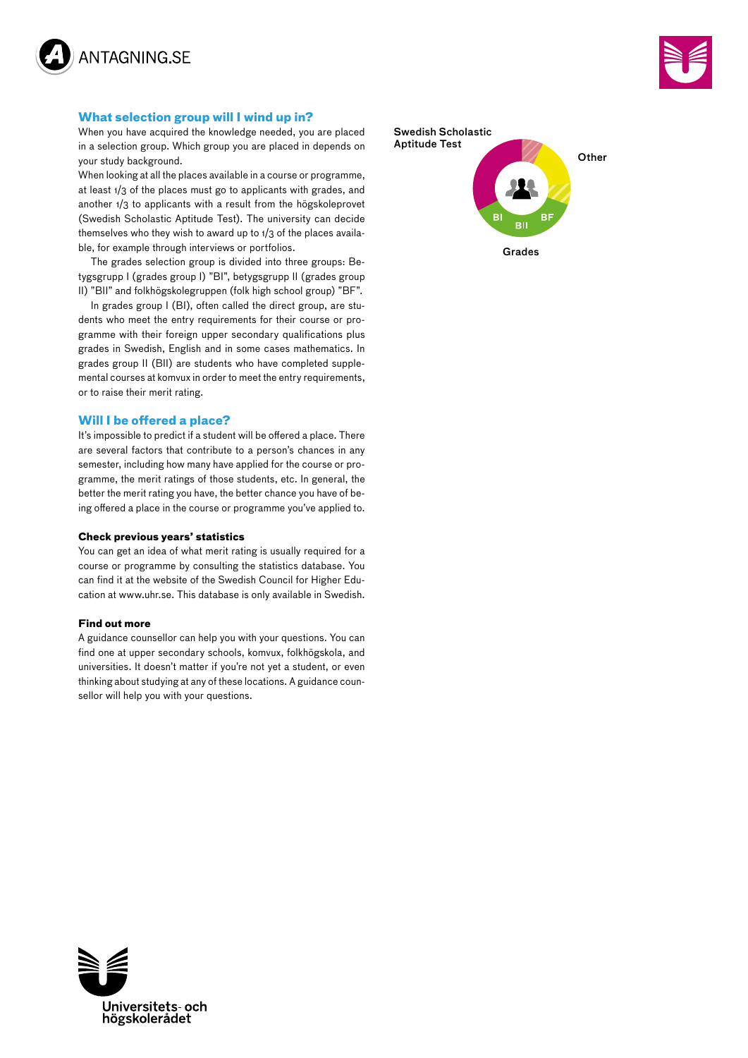## What selection group will I wind up in?

When you have acquired the knowledge needed, you are placed in a selection group. Which group you are placed in depends on your study background.

When looking at all the places available in a course or programme, at least 1/3 of the places must go to applicants with grades, and another 1/3 to applicants with a result from the högskoleprovet (Swedish Scholastic Aptitude Test). The university can decide themselves who they wish to award up to 1/3 of the places available, for example through interviews or portfolios.

The grades selection group is divided into three groups: Betygsgrupp I (grades group I) "BI", betygsgrupp II (grades group II) "BII" and folkhögskolegruppen (folk high school group) "BF".

In grades group I (BI), often called the direct group, are students who meet the entry requirements for their course or programme with their foreign upper secondary qualifications plus grades in Swedish, English and in some cases mathematics. In grades group II (BII) are students who have completed supplemental courses at komvux in order to meet the entry requirements, or to raise their merit rating.

Swedish Scholastic Aptitude Test

Other

BI

BII

BF

Grades

## Will I be offered a place?

It's impossible to predict if a student will be offered a place. There are several factors that contribute to a person's chances in any semester, including how many have applied for the course or programme, the merit ratings of those students, etc. In general, the better the merit rating you have, the better chance you have of being offered a place in the course or programme you've applied to.

### Check previous years' statistics

You can get an idea of what merit rating is usually required for a course or programme by consulting the statistics database. You can find it at the website of the Swedish Council for Higher Education at www.uhr.se. This database is only available in Swedish.

### Find out more

A guidance counsellor can help you with your questions. You can find one at upper secondary schools, komvux, folkhögskola, and universities. It doesn't matter if you're not yet a student, or even thinking about studying at any of these locations. A guidance counsellor will help you with your questions.

Universitets- och högskolerådet